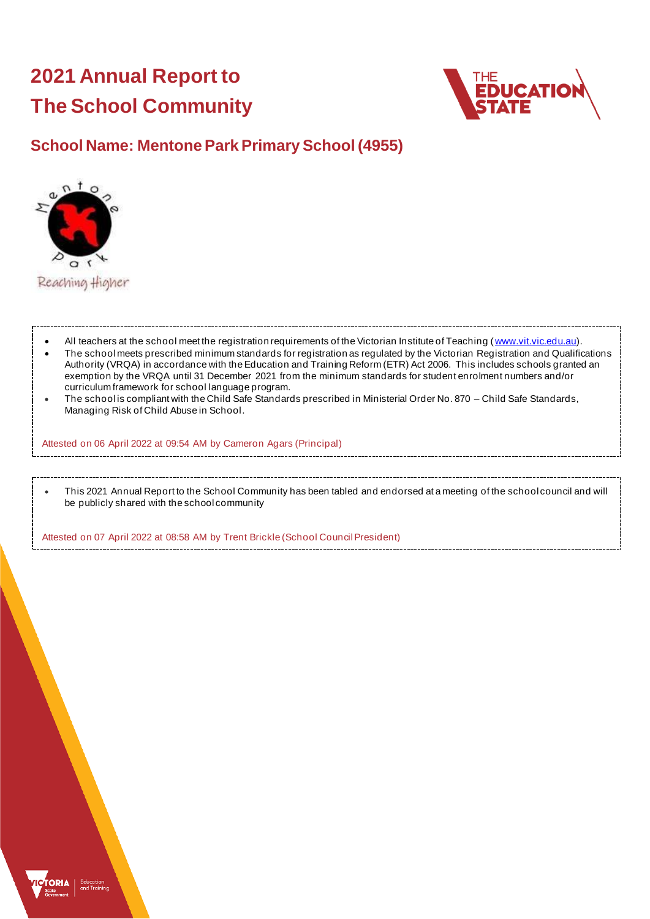# 2021 Annual Report to The School Community

## School Name: Mentone Park Primary School (4955)

- All teachers at the school meet the registration requirements of the Victorian Institute of Teaching (www.vit.vic.edu.au).
- The school meets prescribed minimum standards for registration as regulated by the Victorian Registration and Qualifications Authority (VRQA) in accordance with the Education and Training Reform (ETR) Act 2006. This includes schools granted an exemption by the VRQA until 31 December 2021 from the minimum standards for student enrolment numbers and/or curriculum framework for school language program.
- The school is compliant with the Child Safe Standards prescribed in Ministerial Order No. 870 – Child Safe Standards, Managing Risk of Child Abuse in School.

Attested on 06 April 2022 at 09:54 AM by Cameron Agars (Principal)

- This 2021 Annual Report to the School Community has been tabled and endorsed at a meeting of the school council and will be publicly shared with the school community

Attested on 07 April 2022 at 08:58 AM by Trent Brickle (School Council President)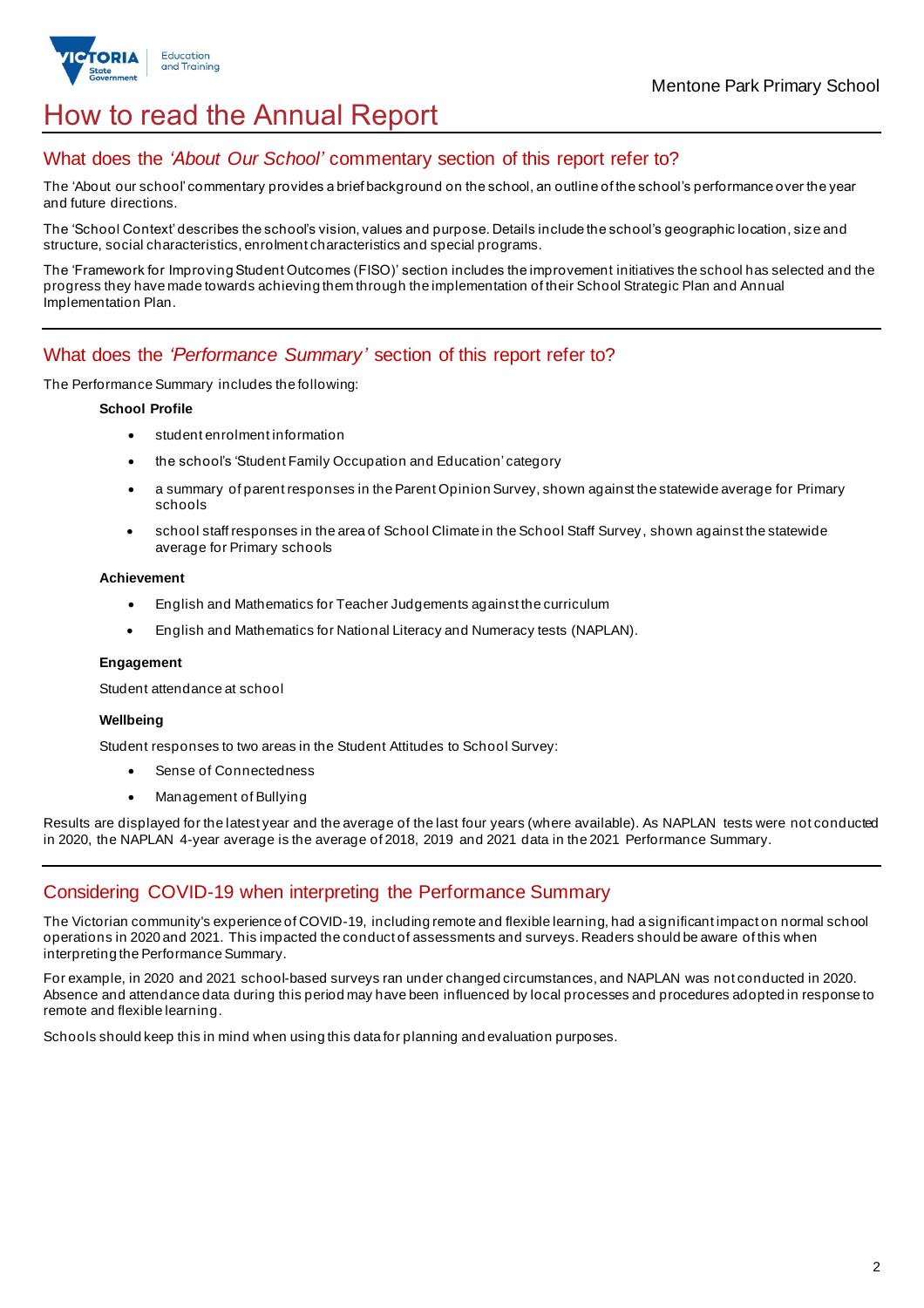# How to read the Annual Report

## What does the *'About Our School'* commentary section of this report refer to?

The 'About our school' commentary provides a brief background on the school, an outline of the school's performance over the year and future directions.

The 'School Context' describes the school's vision, values and purpose. Details include the school's geographic location, size and structure, social characteristics, enrolment characteristics and special programs.

The 'Framework for Improving Student Outcomes (FISO)' section includes the improvement initiatives the school has selected and the progress they have made towards achieving them through the implementation of their School Strategic Plan and Annual Implementation Plan.

## What does the *'Performance Summary'* section of this report refer to?

The Performance Summary includes the following:

**School Profile**

- student enrolment information
- the school's 'Student Family Occupation and Education' category
- a summary of parent responses in the Parent Opinion Survey, shown against the statewide average for Primary schools
- school staff responses in the area of School Climate in the School Staff Survey, shown against the statewide average for Primary schools

**Achievement**

- English and Mathematics for Teacher Judgements against the curriculum
- English and Mathematics for National Literacy and Numeracy tests (NAPLAN).

**Engagement**

Student attendance at school

**Wellbeing**

Student responses to two areas in the Student Attitudes to School Survey:

- Sense of Connectedness
- Management of Bullying

Results are displayed for the latest year and the average of the last four years (where available). As NAPLAN tests were not conducted in 2020, the NAPLAN 4-year average is the average of 2018, 2019 and 2021 data in the 2021 Performance Summary.

## Considering COVID-19 when interpreting the Performance Summary

The Victorian community's experience of COVID-19, including remote and flexible learning, had a significant impact on normal school operations in 2020 and 2021. This impacted the conduct of assessments and surveys. Readers should be aware of this when interpreting the Performance Summary.

For example, in 2020 and 2021 school-based surveys ran under changed circumstances, and NAPLAN was not conducted in 2020. Absence and attendance data during this period may have been influenced by local processes and procedures adopted in response to remote and flexible learning.

Schools should keep this in mind when using this data for planning and evaluation purposes.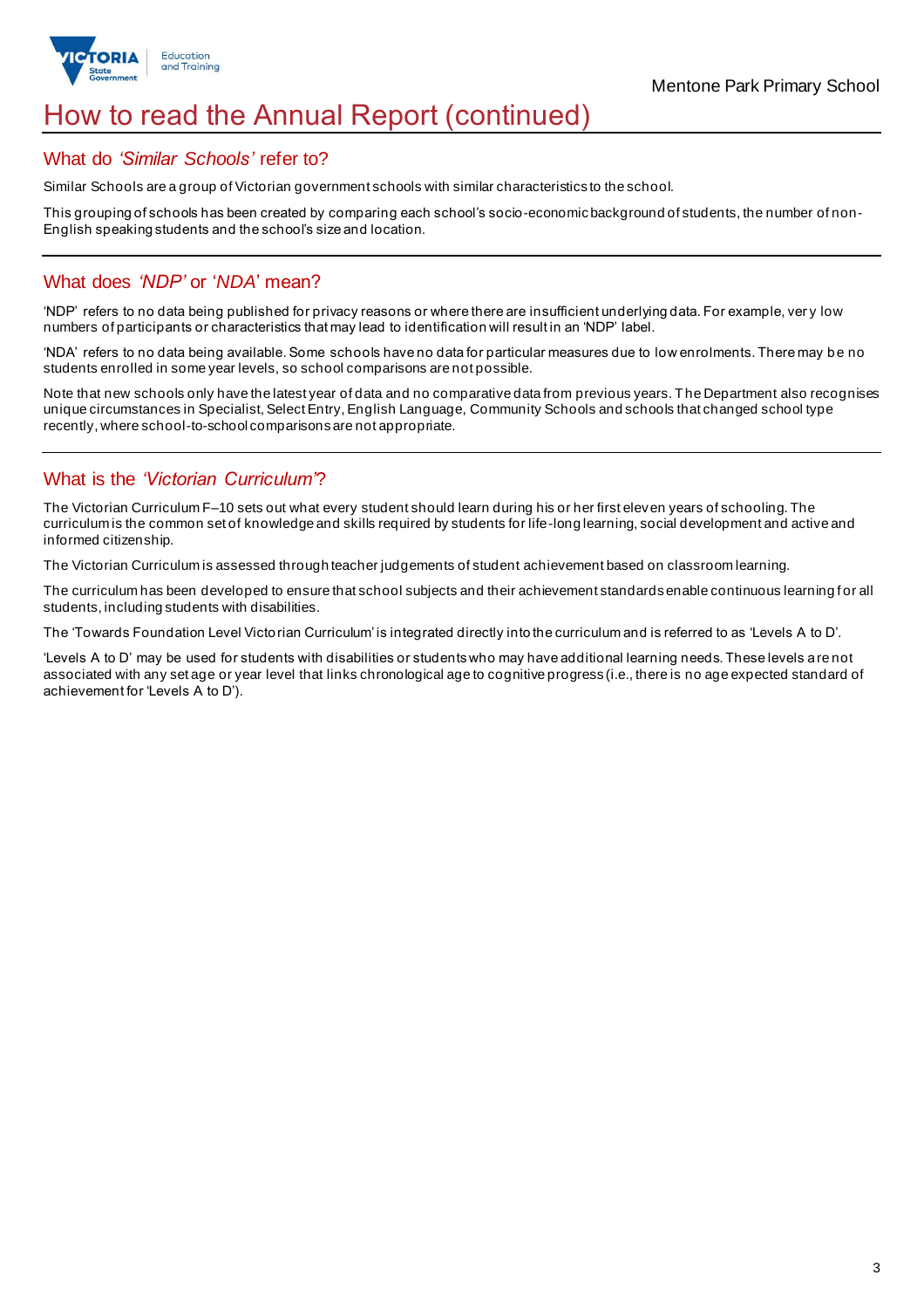# How to read the Annual Report (continued)

## What do *'Similar Schools'* refer to?

Similar Schools are a group of Victorian government schools with similar characteristics to the school.

This grouping of schools has been created by comparing each school's socio-economic background of students, the number of non-English speaking students and the school's size and location.

## What does *'NDP'* or '*NDA*' mean?

'NDP' refers to no data being published for privacy reasons or where there are insufficient underlying data. For example, very low numbers of participants or characteristics that may lead to identification will result in an 'NDP' label.

'NDA' refers to no data being available. Some schools have no data for particular measures due to low enrolments. There may be no students enrolled in some year levels, so school comparisons are not possible.

Note that new schools only have the latest year of data and no comparative data from previous years. The Department also recognises unique circumstances in Specialist, Select Entry, English Language, Community Schools and schools that changed school type recently, where school-to-school comparisons are not appropriate.

## What is the *'Victorian Curriculum'*?

The Victorian Curriculum F–10 sets out what every student should learn during his or her first eleven years of schooling. The curriculum is the common set of knowledge and skills required by students for life-long learning, social development and active and informed citizenship.

The Victorian Curriculum is assessed through teacher judgements of student achievement based on classroom learning.

The curriculum has been developed to ensure that school subjects and their achievement standards enable continuous learning for all students, including students with disabilities.

The 'Towards Foundation Level Victorian Curriculum' is integrated directly into the curriculum and is referred to as 'Levels A to D'.

'Levels A to D' may be used for students with disabilities or students who may have additional learning needs. These levels are not associated with any set age or year level that links chronological age to cognitive progress (i.e., there is no age expected standard of achievement for 'Levels A to D').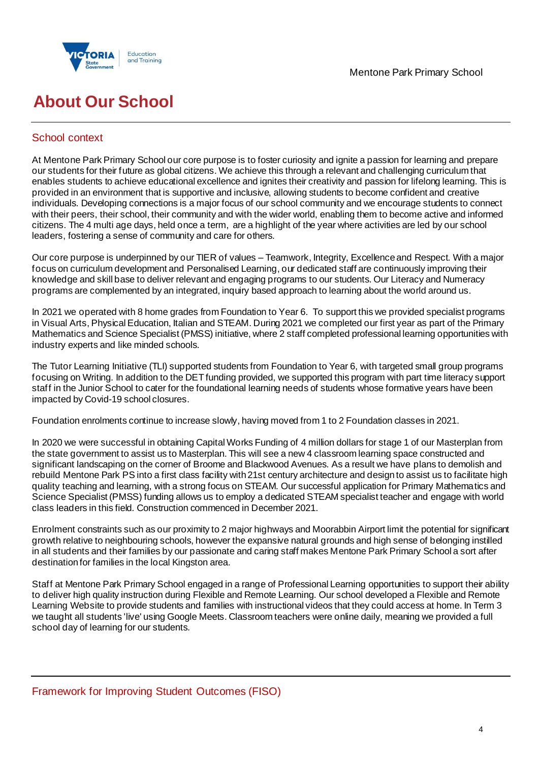# About Our School

## School context

At Mentone Park Primary School our core purpose is to foster curiosity and ignite a passion for learning and prepare our students for their future as global citizens. We achieve this through a relevant and challenging curriculum that enables students to achieve educational excellence and ignites their creativity and passion for lifelong learning. This is provided in an environment that is supportive and inclusive, allowing students to become confident and creative individuals. Developing connections is a major focus of our school community and we encourage students to connect with their peers, their school, their community and with the wider world, enabling them to become active and informed citizens. The 4 multi age days, held once a term, are a highlight of the year where activities are led by our school leaders, fostering a sense of community and care for others.

Our core purpose is underpinned by our TIER of values – Teamwork, Integrity, Excellence and Respect. With a major focus on curriculum development and Personalised Learning, our dedicated staff are continuously improving their knowledge and skill base to deliver relevant and engaging programs to our students. Our Literacy and Numeracy programs are complemented by an integrated, inquiry based approach to learning about the world around us.

In 2021 we operated with 8 home grades from Foundation to Year 6. To support this we provided specialist programs in Visual Arts, Physical Education, Italian and STEAM. During 2021 we completed our first year as part of the Primary Mathematics and Science Specialist (PMSS) initiative, where 2 staff completed professional learning opportunities with industry experts and like minded schools.

The Tutor Learning Initiative (TLI) supported students from Foundation to Year 6, with targeted small group programs focusing on Writing. In addition to the DET funding provided, we supported this program with part time literacy support staff in the Junior School to cater for the foundational learning needs of students whose formative years have been impacted by Covid-19 school closures.

Foundation enrolments continue to increase slowly, having moved from 1 to 2 Foundation classes in 2021.

In 2020 we were successful in obtaining Capital Works Funding of 4 million dollars for stage 1 of our Masterplan from the state government to assist us to Masterplan. This will see a new 4 classroom learning space constructed and significant landscaping on the corner of Broome and Blackwood Avenues. As a result we have plans to demolish and rebuild Mentone Park PS into a first class facility with 21st century architecture and design to assist us to facilitate high quality teaching and learning, with a strong focus on STEAM. Our successful application for Primary Mathematics and Science Specialist (PMSS) funding allows us to employ a dedicated STEAM specialist teacher and engage with world class leaders in this field. Construction commenced in December 2021.

Enrolment constraints such as our proximity to 2 major highways and Moorabbin Airport limit the potential for significant growth relative to neighbouring schools, however the expansive natural grounds and high sense of belonging instilled in all students and their families by our passionate and caring staff makes Mentone Park Primary School a sort after destination for families in the local Kingston area.

Staff at Mentone Park Primary School engaged in a range of Professional Learning opportunities to support their ability to deliver high quality instruction during Flexible and Remote Learning. Our school developed a Flexible and Remote Learning Website to provide students and families with instructional videos that they could access at home. In Term 3 we taught all students 'live' using Google Meets. Classroom teachers were online daily, meaning we provided a full school day of learning for our students.

## Framework for Improving Student Outcomes (FISO)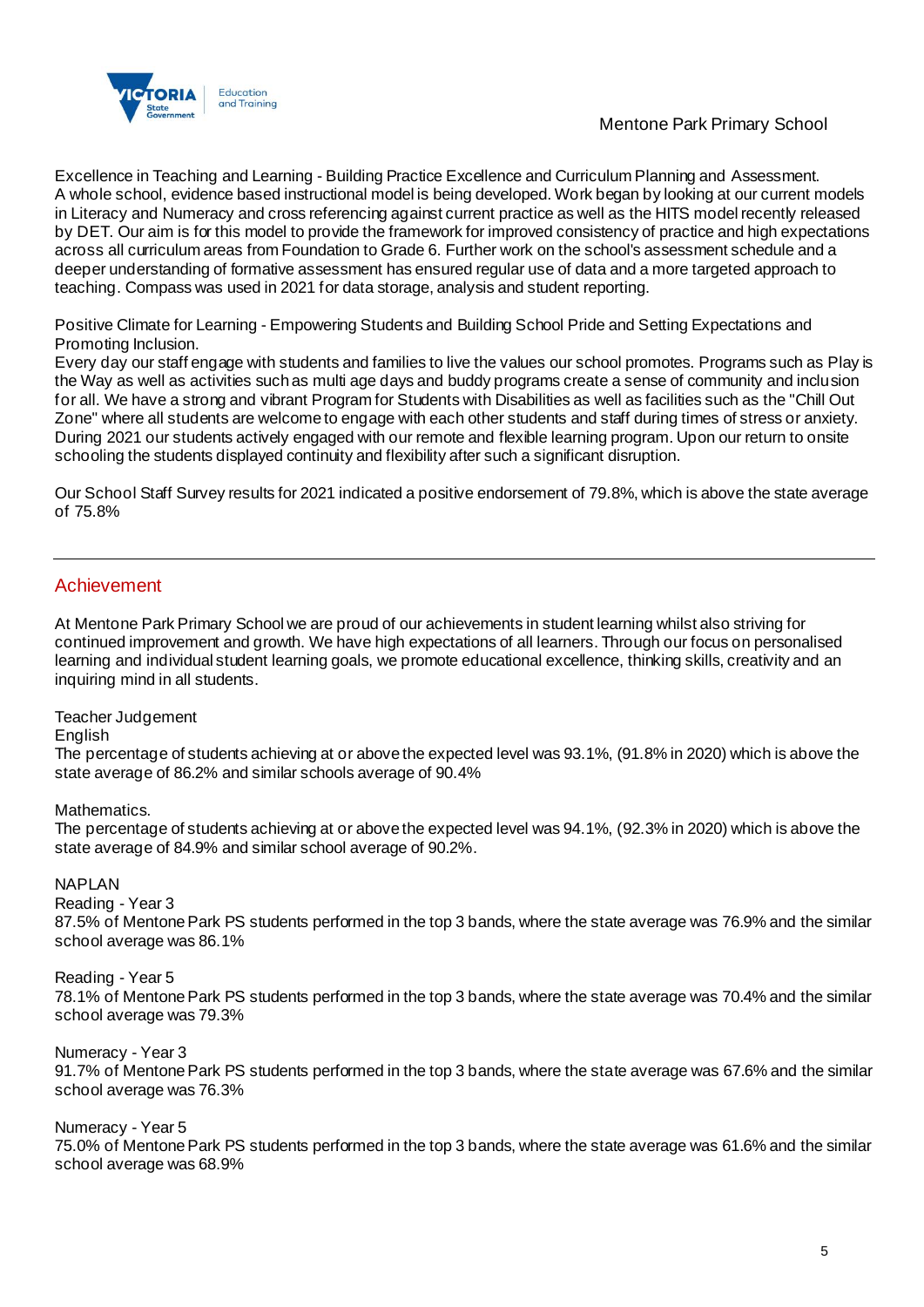Excellence in Teaching and Learning - Building Practice Excellence and Curriculum Planning and Assessment.
A whole school, evidence based instructional model is being developed. Work began by looking at our current models in Literacy and Numeracy and cross referencing against current practice as well as the HITS model recently released by DET. Our aim is for this model to provide the framework for improved consistency of practice and high expectations across all curriculum areas from Foundation to Grade 6. Further work on the school's assessment schedule and a deeper understanding of formative assessment has ensured regular use of data and a more targeted approach to teaching. Compass was used in 2021 for data storage, analysis and student reporting.

Positive Climate for Learning - Empowering Students and Building School Pride and Setting Expectations and Promoting Inclusion.
Every day our staff engage with students and families to live the values our school promotes. Programs such as Play is the Way as well as activities such as multi age days and buddy programs create a sense of community and inclusion for all. We have a strong and vibrant Program for Students with Disabilities as well as facilities such as the "Chill Out Zone" where all students are welcome to engage with each other students and staff during times of stress or anxiety. During 2021 our students actively engaged with our remote and flexible learning program. Upon our return to onsite schooling the students displayed continuity and flexibility after such a significant disruption.

Our School Staff Survey results for 2021 indicated a positive endorsement of 79.8%, which is above the state average of 75.8%

---

## Achievement

At Mentone Park Primary School we are proud of our achievements in student learning whilst also striving for continued improvement and growth. We have high expectations of all learners. Through our focus on personalised learning and individual student learning goals, we promote educational excellence, thinking skills, creativity and an inquiring mind in all students.

Teacher Judgement
English
The percentage of students achieving at or above the expected level was 93.1%, (91.8% in 2020) which is above the state average of 86.2% and similar schools average of 90.4%

Mathematics.
The percentage of students achieving at or above the expected level was 94.1%, (92.3% in 2020) which is above the state average of 84.9% and similar school average of 90.2%.

NAPLAN
Reading - Year 3
87.5% of Mentone Park PS students performed in the top 3 bands, where the state average was 76.9% and the similar school average was 86.1%

Reading - Year 5
78.1% of Mentone Park PS students performed in the top 3 bands, where the state average was 70.4% and the similar school average was 79.3%

Numeracy - Year 3
91.7% of Mentone Park PS students performed in the top 3 bands, where the state average was 67.6% and the similar school average was 76.3%

Numeracy - Year 5
75.0% of Mentone Park PS students performed in the top 3 bands, where the state average was 61.6% and the similar school average was 68.9%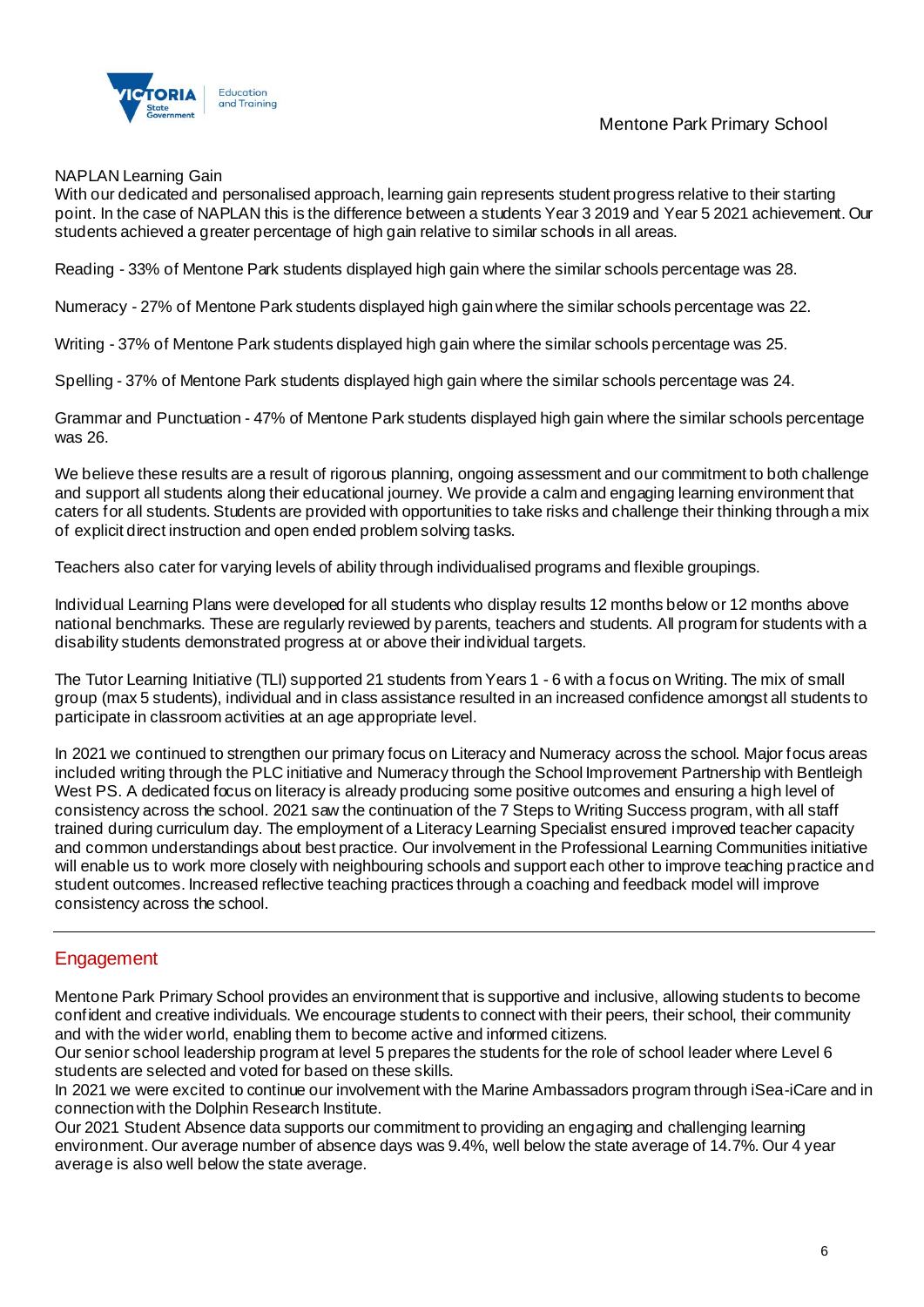NAPLAN Learning Gain

With our dedicated and personalised approach, learning gain represents student progress relative to their starting point. In the case of NAPLAN this is the difference between a students Year 3 2019 and Year 5 2021 achievement. Our students achieved a greater percentage of high gain relative to similar schools in all areas.

Reading - 33% of Mentone Park students displayed high gain where the similar schools percentage was 28.

Numeracy - 27% of Mentone Park students displayed high gain where the similar schools percentage was 22.

Writing - 37% of Mentone Park students displayed high gain where the similar schools percentage was 25.

Spelling - 37% of Mentone Park students displayed high gain where the similar schools percentage was 24.

Grammar and Punctuation - 47% of Mentone Park students displayed high gain where the similar schools percentage was 26.

We believe these results are a result of rigorous planning, ongoing assessment and our commitment to both challenge and support all students along their educational journey. We provide a calm and engaging learning environment that caters for all students. Students are provided with opportunities to take risks and challenge their thinking through a mix of explicit direct instruction and open ended problem solving tasks.

Teachers also cater for varying levels of ability through individualised programs and flexible groupings.

Individual Learning Plans were developed for all students who display results 12 months below or 12 months above national benchmarks. These are regularly reviewed by parents, teachers and students. All program for students with a disability students demonstrated progress at or above their individual targets.

The Tutor Learning Initiative (TLI) supported 21 students from Years 1 - 6 with a focus on Writing. The mix of small group (max 5 students), individual and in class assistance resulted in an increased confidence amongst all students to participate in classroom activities at an age appropriate level.

In 2021 we continued to strengthen our primary focus on Literacy and Numeracy across the school. Major focus areas included writing through the PLC initiative and Numeracy through the School Improvement Partnership with Bentleigh West PS. A dedicated focus on literacy is already producing some positive outcomes and ensuring a high level of consistency across the school. 2021 saw the continuation of the 7 Steps to Writing Success program, with all staff trained during curriculum day. The employment of a Literacy Learning Specialist ensured improved teacher capacity and common understandings about best practice. Our involvement in the Professional Learning Communities initiative will enable us to work more closely with neighbouring schools and support each other to improve teaching practice and student outcomes. Increased reflective teaching practices through a coaching and feedback model will improve consistency across the school.

---

## Engagement

Mentone Park Primary School provides an environment that is supportive and inclusive, allowing students to become confident and creative individuals. We encourage students to connect with their peers, their school, their community and with the wider world, enabling them to become active and informed citizens.
Our senior school leadership program at level 5 prepares the students for the role of school leader where Level 6 students are selected and voted for based on these skills.
In 2021 we were excited to continue our involvement with the Marine Ambassadors program through iSea-iCare and in connection with the Dolphin Research Institute.
Our 2021 Student Absence data supports our commitment to providing an engaging and challenging learning environment. Our average number of absence days was 9.4%, well below the state average of 14.7%. Our 4 year average is also well below the state average.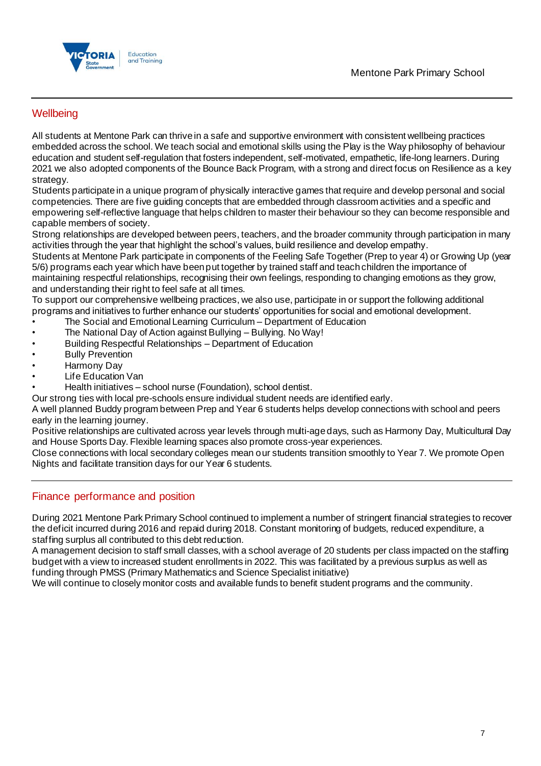## Wellbeing

All students at Mentone Park can thrive in a safe and supportive environment with consistent wellbeing practices embedded across the school. We teach social and emotional skills using the Play is the Way philosophy of behaviour education and student self-regulation that fosters independent, self-motivated, empathetic, life-long learners. During 2021 we also adopted components of the Bounce Back Program, with a strong and direct focus on Resilience as a key strategy.

Students participate in a unique program of physically interactive games that require and develop personal and social competencies. There are five guiding concepts that are embedded through classroom activities and a specific and empowering self-reflective language that helps children to master their behaviour so they can become responsible and capable members of society.

Strong relationships are developed between peers, teachers, and the broader community through participation in many activities through the year that highlight the school's values, build resilience and develop empathy.

Students at Mentone Park participate in components of the Feeling Safe Together (Prep to year 4) or Growing Up (year 5/6) programs each year which have been put together by trained staff and teach children the importance of maintaining respectful relationships, recognising their own feelings, responding to changing emotions as they grow, and understanding their right to feel safe at all times.

To support our comprehensive wellbeing practices, we also use, participate in or support the following additional programs and initiatives to further enhance our students' opportunities for social and emotional development.

- The Social and Emotional Learning Curriculum – Department of Education
- The National Day of Action against Bullying – Bullying. No Way!
- Building Respectful Relationships – Department of Education
- Bully Prevention
- Harmony Day
- Life Education Van
- Health initiatives – school nurse (Foundation), school dentist.

Our strong ties with local pre-schools ensure individual student needs are identified early.

A well planned Buddy program between Prep and Year 6 students helps develop connections with school and peers early in the learning journey.

Positive relationships are cultivated across year levels through multi-age days, such as Harmony Day, Multicultural Day and House Sports Day. Flexible learning spaces also promote cross-year experiences.

Close connections with local secondary colleges mean our students transition smoothly to Year 7. We promote Open Nights and facilitate transition days for our Year 6 students.

## Finance performance and position

During 2021 Mentone Park Primary School continued to implement a number of stringent financial strategies to recover the deficit incurred during 2016 and repaid during 2018. Constant monitoring of budgets, reduced expenditure, a staffing surplus all contributed to this debt reduction.

A management decision to staff small classes, with a school average of 20 students per class impacted on the staffing budget with a view to increased student enrollments in 2022. This was facilitated by a previous surplus as well as funding through PMSS (Primary Mathematics and Science Specialist initiative)

We will continue to closely monitor costs and available funds to benefit student programs and the community.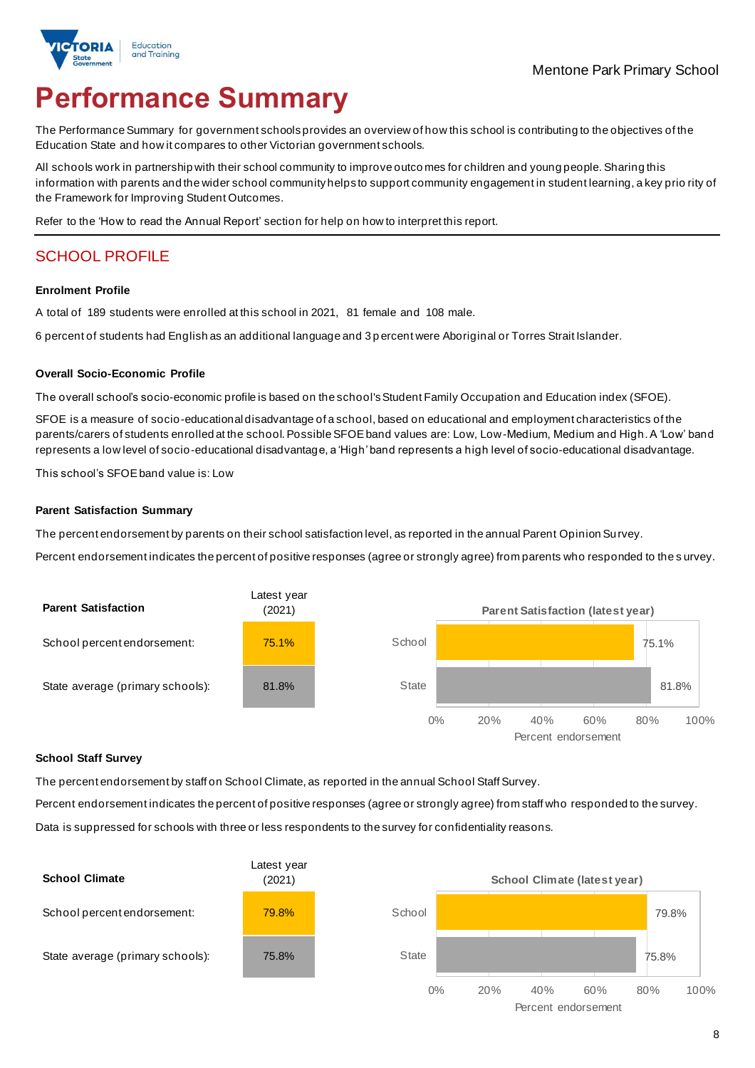Mentone Park Primary School

# Performance Summary

The Performance Summary for government schools provides an overview of how this school is contributing to the objectives of the Education State and how it compares to other Victorian government schools.

All schools work in partnership with their school community to improve outcomes for children and young people. Sharing this information with parents and the wider school community helps to support community engagement in student learning, a key priority of the Framework for Improving Student Outcomes.

Refer to the 'How to read the Annual Report' section for help on how to interpret this report.

## SCHOOL PROFILE

### Enrolment Profile

A total of 189 students were enrolled at this school in 2021, 81 female and 108 male.

6 percent of students had English as an additional language and 3 percent were Aboriginal or Torres Strait Islander.

### Overall Socio-Economic Profile

The overall school's socio-economic profile is based on the school's Student Family Occupation and Education index (SFOE).

SFOE is a measure of socio-educational disadvantage of a school, based on educational and employment characteristics of the parents/carers of students enrolled at the school. Possible SFOE band values are: Low, Low-Medium, Medium and High. A 'Low' band represents a low level of socio-educational disadvantage, a 'High' band represents a high level of socio-educational disadvantage.

This school's SFOE band value is: Low

### Parent Satisfaction Summary

The percent endorsement by parents on their school satisfaction level, as reported in the annual Parent Opinion Survey.

Percent endorsement indicates the percent of positive responses (agree or strongly agree) from parents who responded to the survey.

| Parent Satisfaction | Latest year (2021) |
|---|---|
| School percent endorsement: | 75.1% |
| State average (primary schools): | 81.8% |

Parent Satisfaction (latest year)

| | Percent endorsement |
|---|---|
| School | 75.1% |
| State | 81.8% |

### School Staff Survey

The percent endorsement by staff on School Climate, as reported in the annual School Staff Survey.

Percent endorsement indicates the percent of positive responses (agree or strongly agree) from staff who responded to the survey.

Data is suppressed for schools with three or less respondents to the survey for confidentiality reasons.

| School Climate | Latest year (2021) |
|---|---|
| School percent endorsement: | 79.8% |
| State average (primary schools): | 75.8% |

School Climate (latest year)

| | Percent endorsement |
|---|---|
| School | 79.8% |
| State | 75.8% |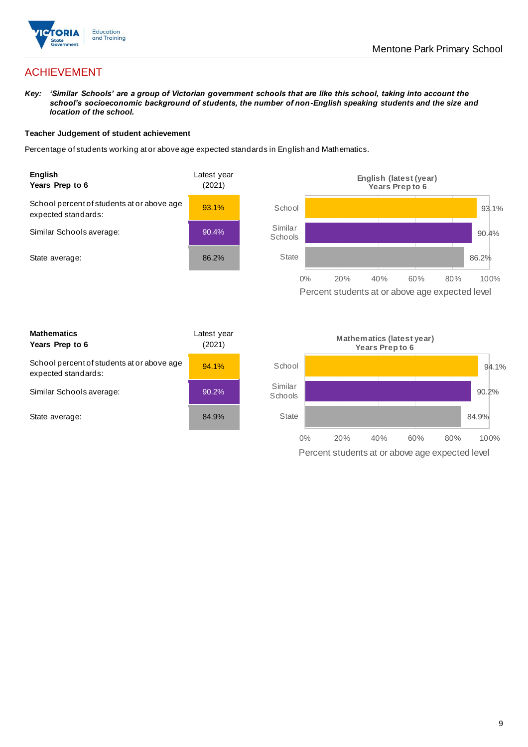## ACHIEVEMENT

***Key:*** ***'Similar Schools' are a group of Victorian government schools that are like this school, taking into account the school's socioeconomic background of students, the number of non-English speaking students and the size and location of the school.***

**Teacher Judgement of student achievement**

Percentage of students working at or above age expected standards in English and Mathematics.

| **English Years Prep to 6** | Latest year (2021) |
|---|---|
| School percent of students at or above age expected standards: | 93.1% |
| Similar Schools average: | 90.4% |
| State average: | 86.2% |

**English (latest (year) Years Prep to 6**

| | Percent students at or above age expected level |
|---|---|
| School | 93.1% |
| Similar Schools | 90.4% |
| State | 86.2% |

| **Mathematics Years Prep to 6** | Latest year (2021) |
|---|---|
| School percent of students at or above age expected standards: | 94.1% |
| Similar Schools average: | 90.2% |
| State average: | 84.9% |

**Mathematics (latest year) Years Prep to 6**

| | Percent students at or above age expected level |
|---|---|
| School | 94.1% |
| Similar Schools | 90.2% |
| State | 84.9% |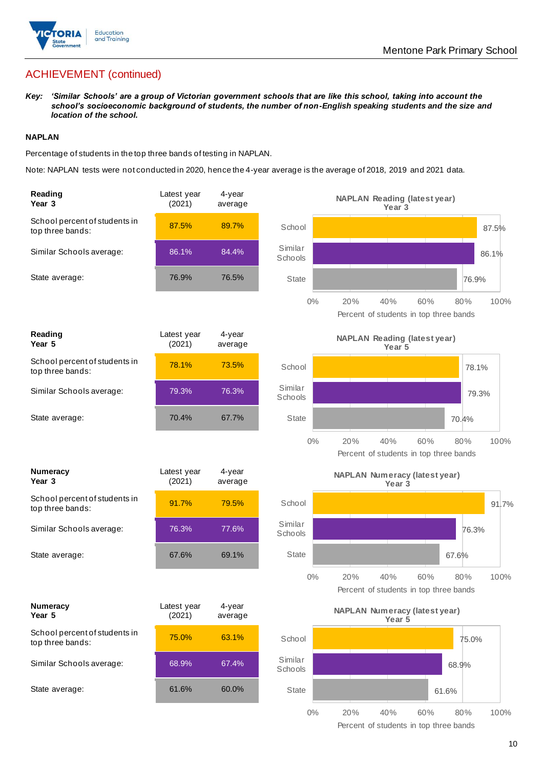## ACHIEVEMENT (continued)

***Key:** 'Similar Schools' are a group of Victorian government schools that are like this school, taking into account the school's socioeconomic background of students, the number of non-English speaking students and the size and location of the school.*

### NAPLAN

Percentage of students in the top three bands of testing in NAPLAN.

Note: NAPLAN tests were not conducted in 2020, hence the 4-year average is the average of 2018, 2019 and 2021 data.

| Reading Year 3 | Latest year (2021) | 4-year average |
|---|---|---|
| School percent of students in top three bands: | 87.5% | 89.7% |
| Similar Schools average: | 86.1% | 84.4% |
| State average: | 76.9% | 76.5% |

**NAPLAN Reading (latest year) Year 3**

| | Percent of students in top three bands |
|---|---|
| School | 87.5% |
| Similar Schools | 86.1% |
| State | 76.9% |

| Reading Year 5 | Latest year (2021) | 4-year average |
|---|---|---|
| School percent of students in top three bands: | 78.1% | 73.5% |
| Similar Schools average: | 79.3% | 76.3% |
| State average: | 70.4% | 67.7% |

**NAPLAN Reading (latest year) Year 5**

| | Percent of students in top three bands |
|---|---|
| School | 78.1% |
| Similar Schools | 79.3% |
| State | 70.4% |

| Numeracy Year 3 | Latest year (2021) | 4-year average |
|---|---|---|
| School percent of students in top three bands: | 91.7% | 79.5% |
| Similar Schools average: | 76.3% | 77.6% |
| State average: | 67.6% | 69.1% |

**NAPLAN Numeracy (latest year) Year 3**

| | Percent of students in top three bands |
|---|---|
| School | 91.7% |
| Similar Schools | 76.3% |
| State | 67.6% |

| Numeracy Year 5 | Latest year (2021) | 4-year average |
|---|---|---|
| School percent of students in top three bands: | 75.0% | 63.1% |
| Similar Schools average: | 68.9% | 67.4% |
| State average: | 61.6% | 60.0% |

**NAPLAN Numeracy (latest year) Year 5**

| | Percent of students in top three bands |
|---|---|
| School | 75.0% |
| Similar Schools | 68.9% |
| State | 61.6% |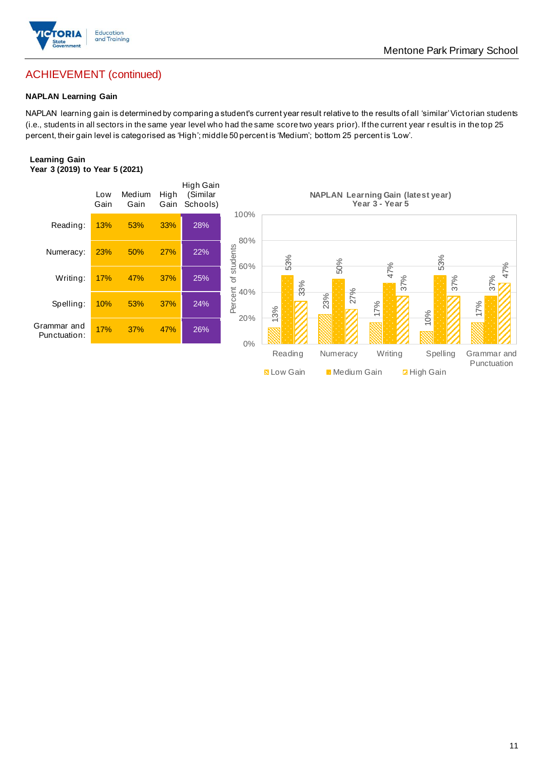## ACHIEVEMENT (continued)

### NAPLAN Learning Gain

NAPLAN learning gain is determined by comparing a student's current year result relative to the results of all 'similar' Victorian students (i.e., students in all sectors in the same year level who had the same score two years prior). If the current year result is in the top 25 percent, their gain level is categorised as 'High'; middle 50 percent is 'Medium'; bottom 25 percent is 'Low'.

**Learning Gain**
**Year 3 (2019) to Year 5 (2021)**

| | Low Gain | Medium Gain | High Gain | High Gain (Similar Schools) |
|---|---|---|---|---|
| Reading: | 13% | 53% | 33% | 28% |
| Numeracy: | 23% | 50% | 27% | 22% |
| Writing: | 17% | 47% | 37% | 25% |
| Spelling: | 10% | 53% | 37% | 24% |
| Grammar and Punctuation: | 17% | 37% | 47% | 26% |

**NAPLAN Learning Gain (latest year)**
**Year 3 - Year 5**

| | Low Gain | Medium Gain | High Gain |
|---|---|---|---|
| Reading | 13% | 53% | 33% |
| Numeracy | 23% | 50% | 27% |
| Writing | 17% | 47% | 37% |
| Spelling | 10% | 53% | 37% |
| Grammar and Punctuation | 17% | 37% | 47% |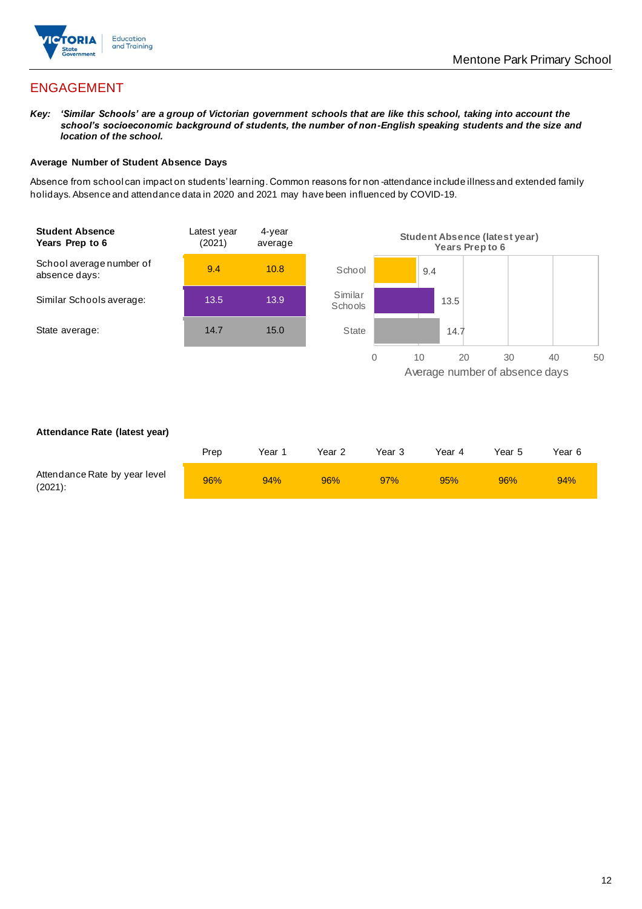## ENGAGEMENT

***Key:** 'Similar Schools' are a group of Victorian government schools that are like this school, taking into account the school's socioeconomic background of students, the number of non-English speaking students and the size and location of the school.*

**Average Number of Student Absence Days**

Absence from school can impact on students' learning. Common reasons for non-attendance include illness and extended family holidays. Absence and attendance data in 2020 and 2021 may have been influenced by COVID-19.

| **Student Absence Years Prep to 6** | Latest year (2021) | 4-year average |
|---|---|---|
| School average number of absence days: | 9.4 | 10.8 |
| Similar Schools average: | 13.5 | 13.9 |
| State average: | 14.7 | 15.0 |

**Student Absence (latest year) Years Prep to 6**

| | Average number of absence days |
|---|---|
| School | 9.4 |
| Similar Schools | 13.5 |
| State | 14.7 |

**Attendance Rate (latest year)**

| | Prep | Year 1 | Year 2 | Year 3 | Year 4 | Year 5 | Year 6 |
|---|---|---|---|---|---|---|---|
| Attendance Rate by year level (2021): | 96% | 94% | 96% | 97% | 95% | 96% | 94% |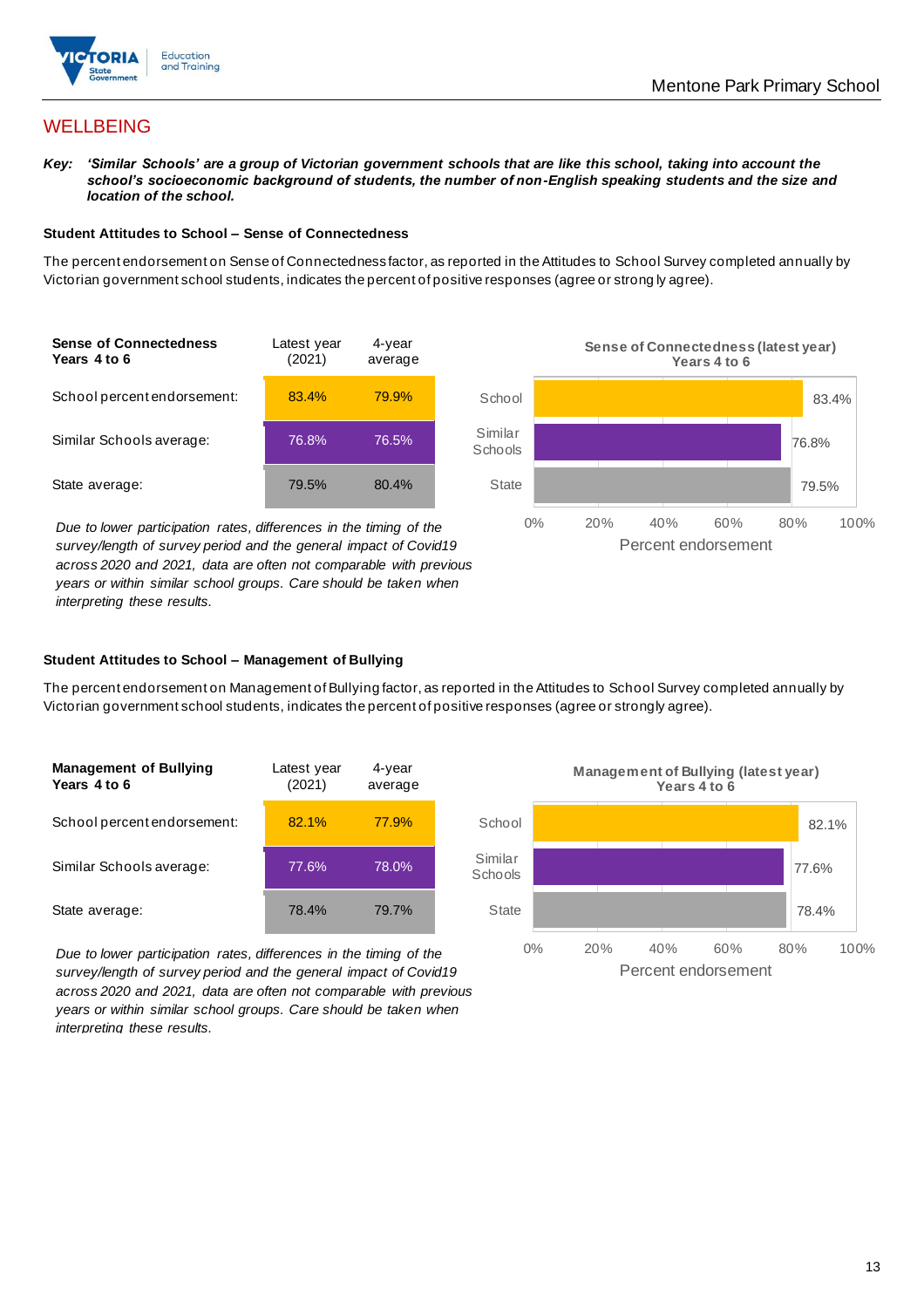## WELLBEING

***Key:*** ***'Similar Schools' are a group of Victorian government schools that are like this school, taking into account the school's socioeconomic background of students, the number of non-English speaking students and the size and location of the school.***

### Student Attitudes to School – Sense of Connectedness

The percent endorsement on Sense of Connectedness factor, as reported in the Attitudes to School Survey completed annually by Victorian government school students, indicates the percent of positive responses (agree or strongly agree).

| Sense of Connectedness Years 4 to 6 | Latest year (2021) | 4-year average |
|---|---|---|
| School percent endorsement: | 83.4% | 79.9% |
| Similar Schools average: | 76.8% | 76.5% |
| State average: | 79.5% | 80.4% |

*Due to lower participation rates, differences in the timing of the survey/length of survey period and the general impact of Covid19 across 2020 and 2021, data are often not comparable with previous years or within similar school groups. Care should be taken when interpreting these results.*

**Sense of Connectedness (latest year) Years 4 to 6**

| | Percent endorsement |
|---|---|
| School | 83.4% |
| Similar Schools | 76.8% |
| State | 79.5% |

### Student Attitudes to School – Management of Bullying

The percent endorsement on Management of Bullying factor, as reported in the Attitudes to School Survey completed annually by Victorian government school students, indicates the percent of positive responses (agree or strongly agree).

| Management of Bullying Years 4 to 6 | Latest year (2021) | 4-year average |
|---|---|---|
| School percent endorsement: | 82.1% | 77.9% |
| Similar Schools average: | 77.6% | 78.0% |
| State average: | 78.4% | 79.7% |

*Due to lower participation rates, differences in the timing of the survey/length of survey period and the general impact of Covid19 across 2020 and 2021, data are often not comparable with previous years or within similar school groups. Care should be taken when interpreting these results.*

**Management of Bullying (latest year) Years 4 to 6**

| | Percent endorsement |
|---|---|
| School | 82.1% |
| Similar Schools | 77.6% |
| State | 78.4% |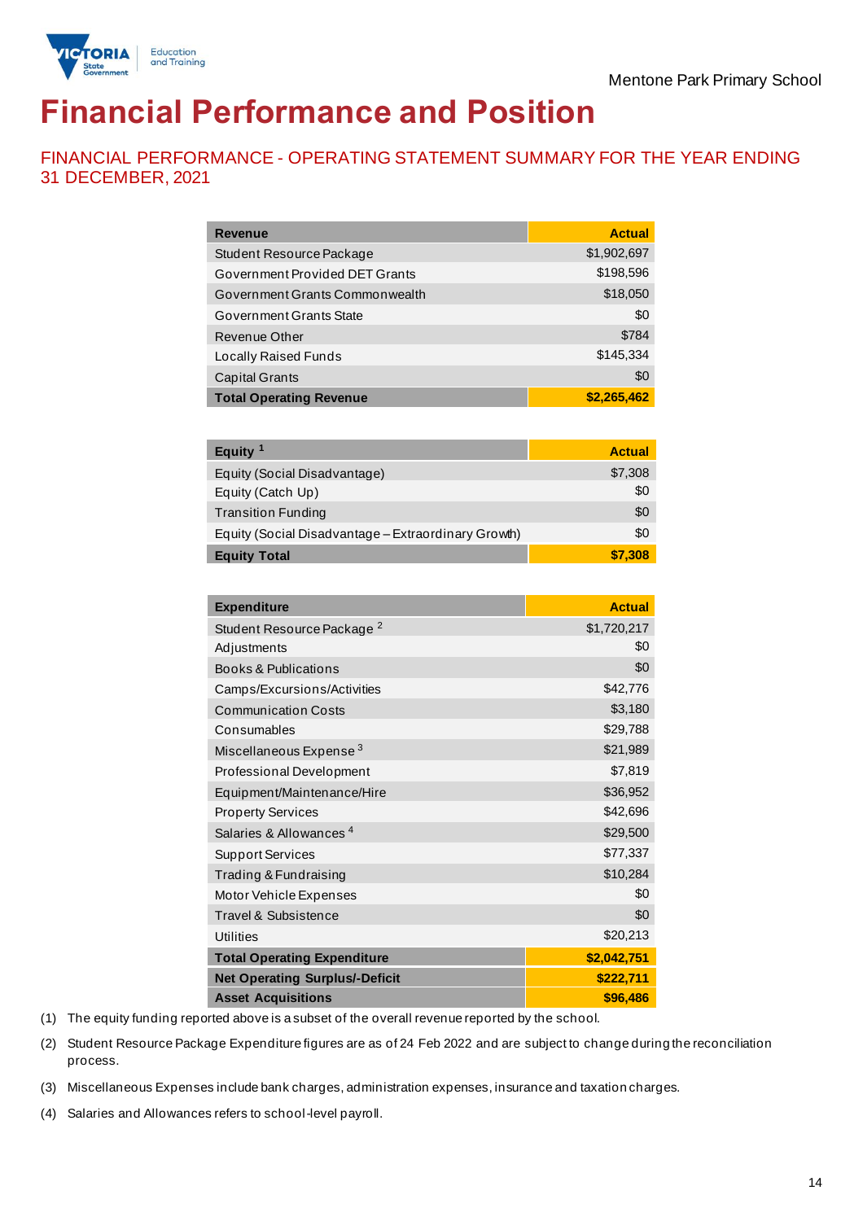Mentone Park Primary School

# Financial Performance and Position

## FINANCIAL PERFORMANCE - OPERATING STATEMENT SUMMARY FOR THE YEAR ENDING 31 DECEMBER, 2021

| Revenue | Actual |
|---|---|
| Student Resource Package | $1,902,697 |
| Government Provided DET Grants | $198,596 |
| Government Grants Commonwealth | $18,050 |
| Government Grants State | $0 |
| Revenue Other | $784 |
| Locally Raised Funds | $145,334 |
| Capital Grants | $0 |
| **Total Operating Revenue** | **$2,265,462** |

| Equity [1] | Actual |
|---|---|
| Equity (Social Disadvantage) | $7,308 |
| Equity (Catch Up) | $0 |
| Transition Funding | $0 |
| Equity (Social Disadvantage – Extraordinary Growth) | $0 |
| **Equity Total** | **$7,308** |

| Expenditure | Actual |
|---|---|
| Student Resource Package [2] | $1,720,217 |
| Adjustments | $0 |
| Books & Publications | $0 |
| Camps/Excursions/Activities | $42,776 |
| Communication Costs | $3,180 |
| Consumables | $29,788 |
| Miscellaneous Expense [3] | $21,989 |
| Professional Development | $7,819 |
| Equipment/Maintenance/Hire | $36,952 |
| Property Services | $42,696 |
| Salaries & Allowances [4] | $29,500 |
| Support Services | $77,337 |
| Trading & Fundraising | $10,284 |
| Motor Vehicle Expenses | $0 |
| Travel & Subsistence | $0 |
| Utilities | $20,213 |
| **Total Operating Expenditure** | **$2,042,751** |
| **Net Operating Surplus/-Deficit** | **$222,711** |
| **Asset Acquisitions** | **$96,486** |

(1) The equity funding reported above is a subset of the overall revenue reported by the school.

(2) Student Resource Package Expenditure figures are as of 24 Feb 2022 and are subject to change during the reconciliation process.

(3) Miscellaneous Expenses include bank charges, administration expenses, insurance and taxation charges.

(4) Salaries and Allowances refers to school-level payroll.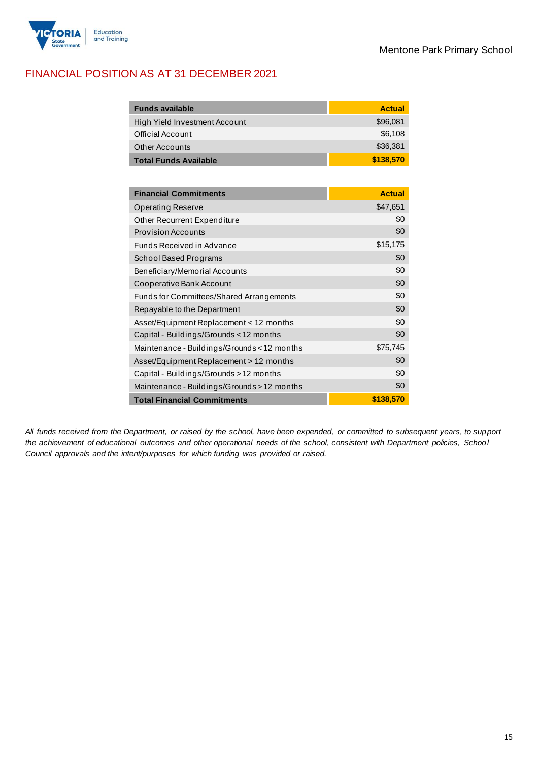# FINANCIAL POSITION AS AT 31 DECEMBER 2021

| Funds available | Actual |
|---|---|
| High Yield Investment Account | $96,081 |
| Official Account | $6,108 |
| Other Accounts | $36,381 |
| **Total Funds Available** | **$138,570** |

| Financial Commitments | Actual |
|---|---|
| Operating Reserve | $47,651 |
| Other Recurrent Expenditure | $0 |
| Provision Accounts | $0 |
| Funds Received in Advance | $15,175 |
| School Based Programs | $0 |
| Beneficiary/Memorial Accounts | $0 |
| Cooperative Bank Account | $0 |
| Funds for Committees/Shared Arrangements | $0 |
| Repayable to the Department | $0 |
| Asset/Equipment Replacement < 12 months | $0 |
| Capital - Buildings/Grounds < 12 months | $0 |
| Maintenance - Buildings/Grounds < 12 months | $75,745 |
| Asset/Equipment Replacement > 12 months | $0 |
| Capital - Buildings/Grounds > 12 months | $0 |
| Maintenance - Buildings/Grounds > 12 months | $0 |
| **Total Financial Commitments** | **$138,570** |

*All funds received from the Department, or raised by the school, have been expended, or committed to subsequent years, to support the achievement of educational outcomes and other operational needs of the school, consistent with Department policies, School Council approvals and the intent/purposes for which funding was provided or raised.*